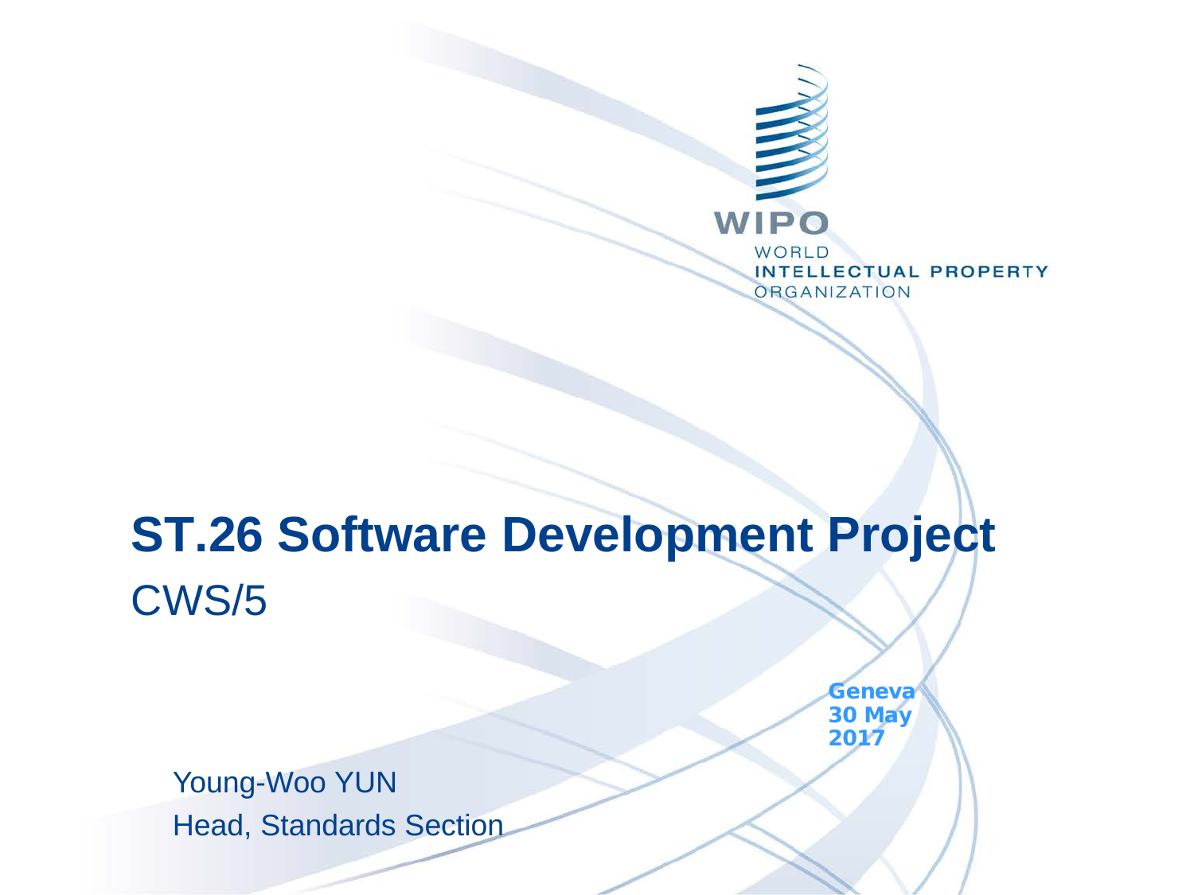WIPO

WORLD INTELLECTUAL PROPERTY ORGANIZATION

# ST.26 Software Development Project

CWS/5

Geneva
30 May
2017

Young-Woo YUN
Head, Standards Section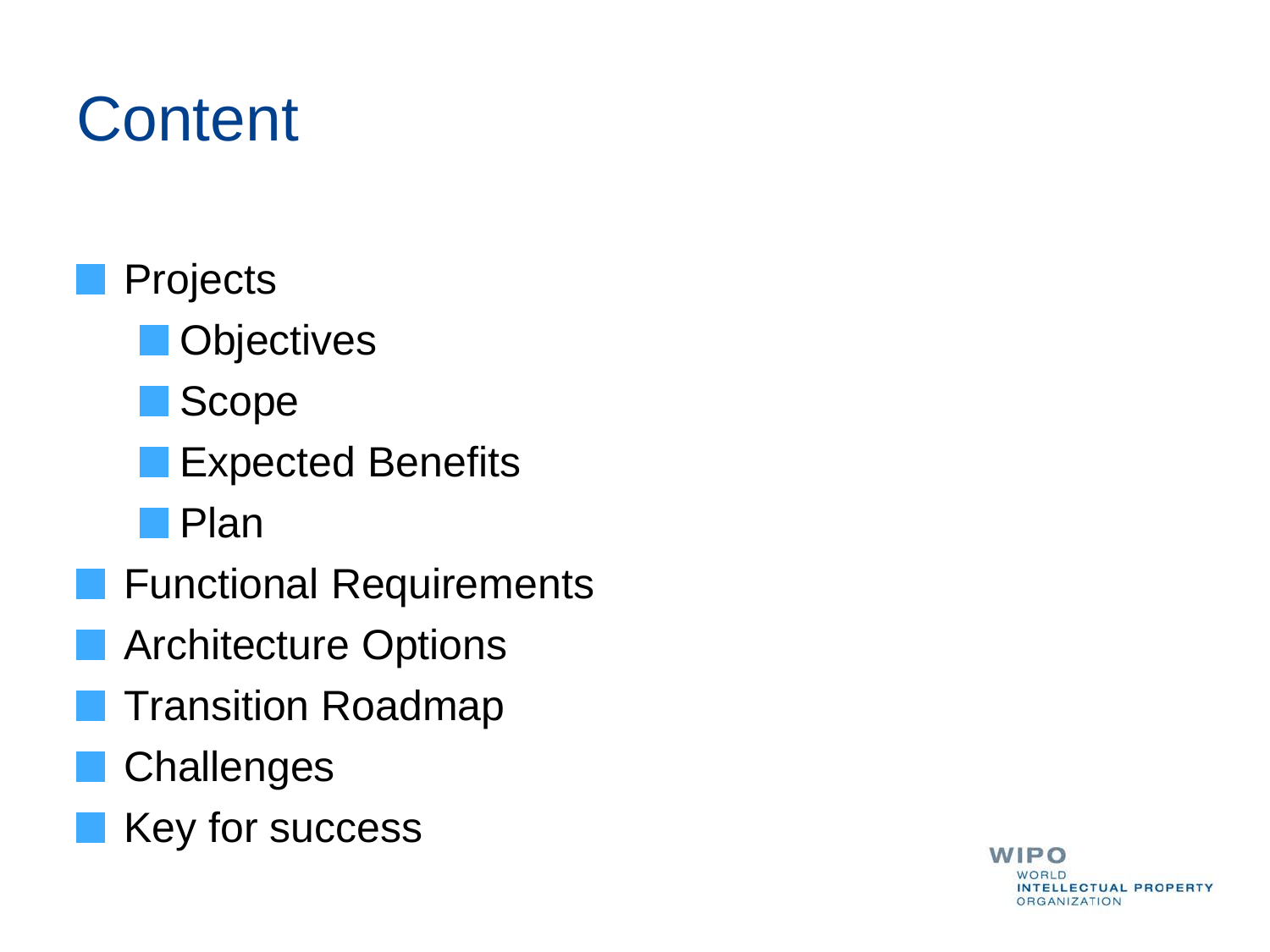# Content

- Projects
  - Objectives
  - Scope
  - Expected Benefits
  - Plan
- Functional Requirements
- Architecture Options
- Transition Roadmap
- Challenges
- Key for success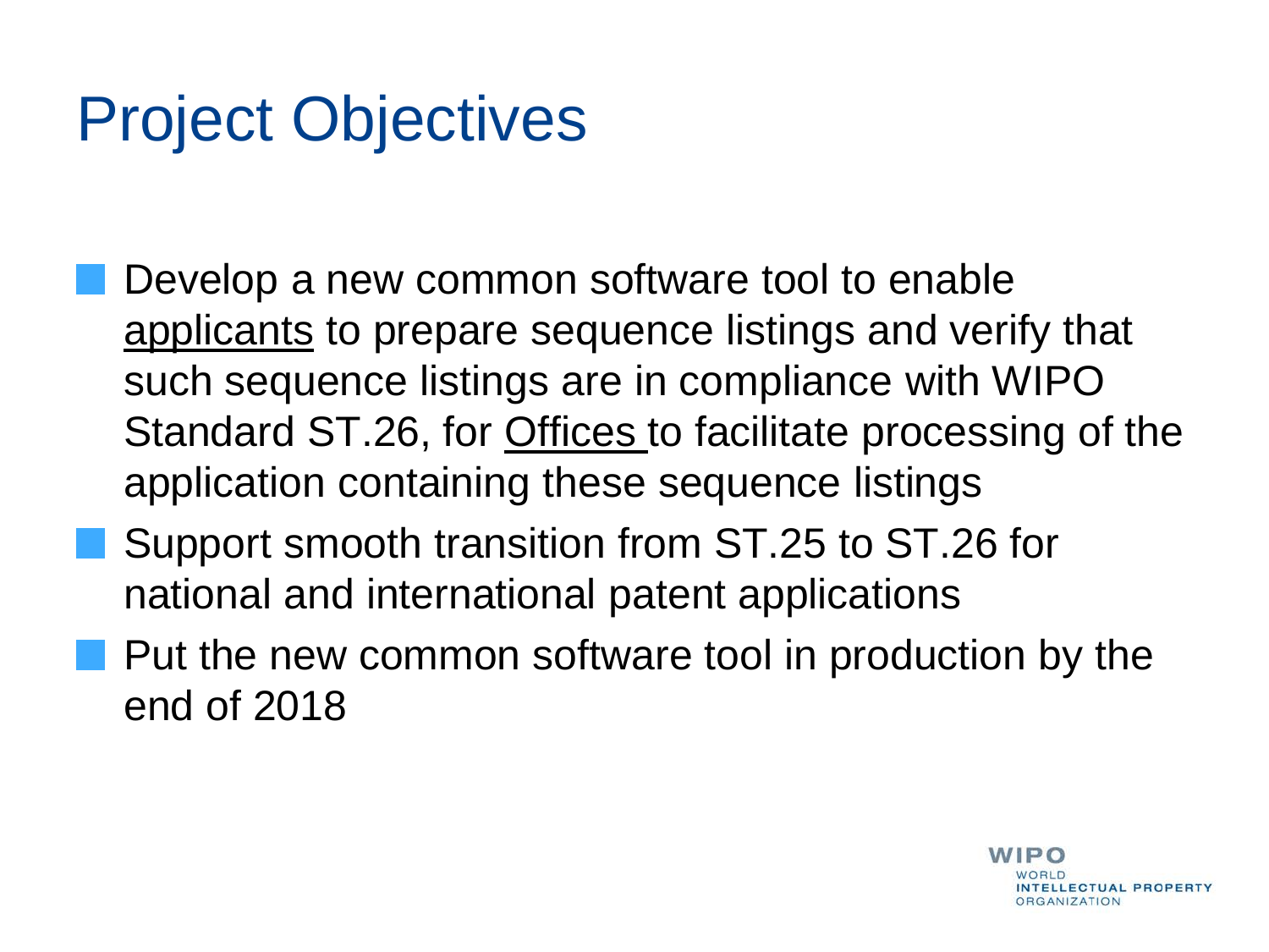# Project Objectives

- Develop a new common software tool to enable <u>applicants</u> to prepare sequence listings and verify that such sequence listings are in compliance with WIPO Standard ST.26, for <u>Offices</u> to facilitate processing of the application containing these sequence listings
- Support smooth transition from ST.25 to ST.26 for national and international patent applications
- Put the new common software tool in production by the end of 2018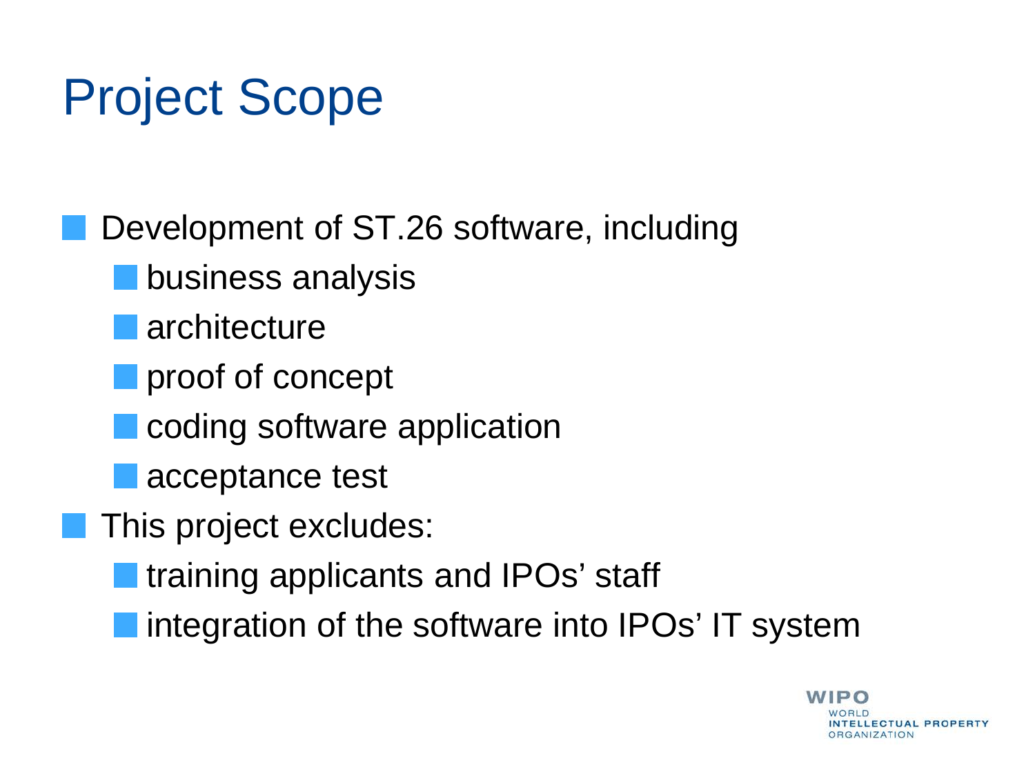# Project Scope

- Development of ST.26 software, including
  - business analysis
  - architecture
  - proof of concept
  - coding software application
  - acceptance test
- This project excludes:
  - training applicants and IPOs' staff
  - integration of the software into IPOs' IT system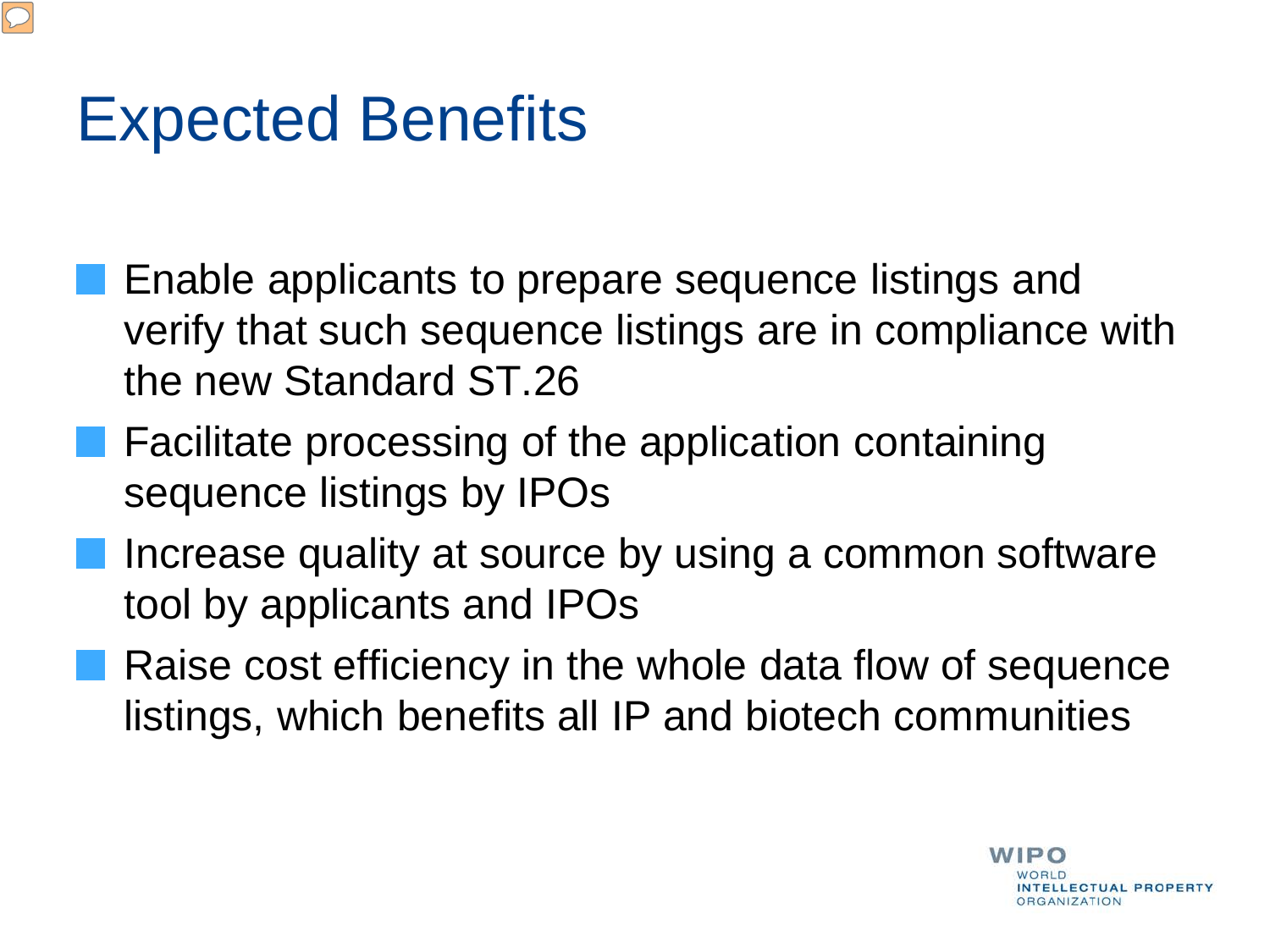# Expected Benefits

- Enable applicants to prepare sequence listings and verify that such sequence listings are in compliance with the new Standard ST.26
- Facilitate processing of the application containing sequence listings by IPOs
- Increase quality at source by using a common software tool by applicants and IPOs
- Raise cost efficiency in the whole data flow of sequence listings, which benefits all IP and biotech communities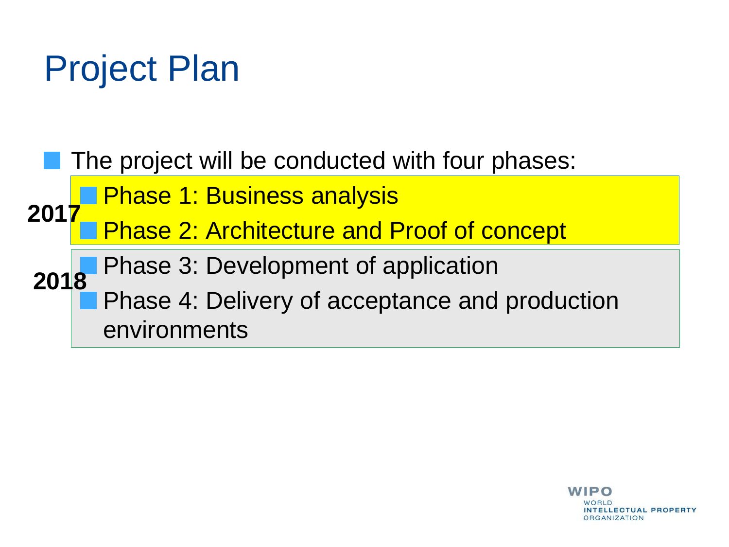# Project Plan

- The project will be conducted with four phases:
  - **2017**
    - Phase 1: Business analysis
    - Phase 2: Architecture and Proof of concept
  - **2018**
    - Phase 3: Development of application
    - Phase 4: Delivery of acceptance and production environments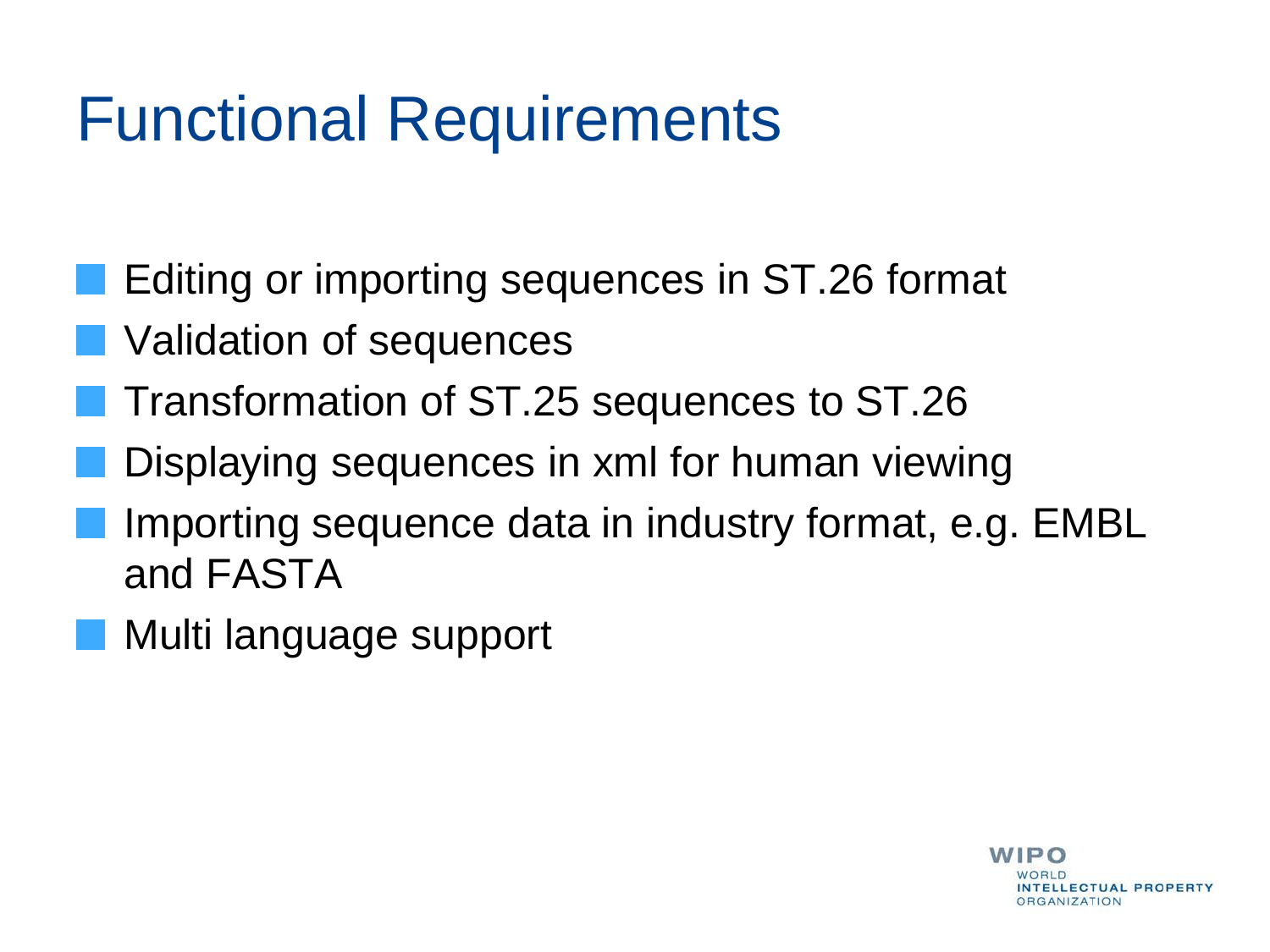# Functional Requirements

- Editing or importing sequences in ST.26 format
- Validation of sequences
- Transformation of ST.25 sequences to ST.26
- Displaying sequences in xml for human viewing
- Importing sequence data in industry format, e.g. EMBL and FASTA
- Multi language support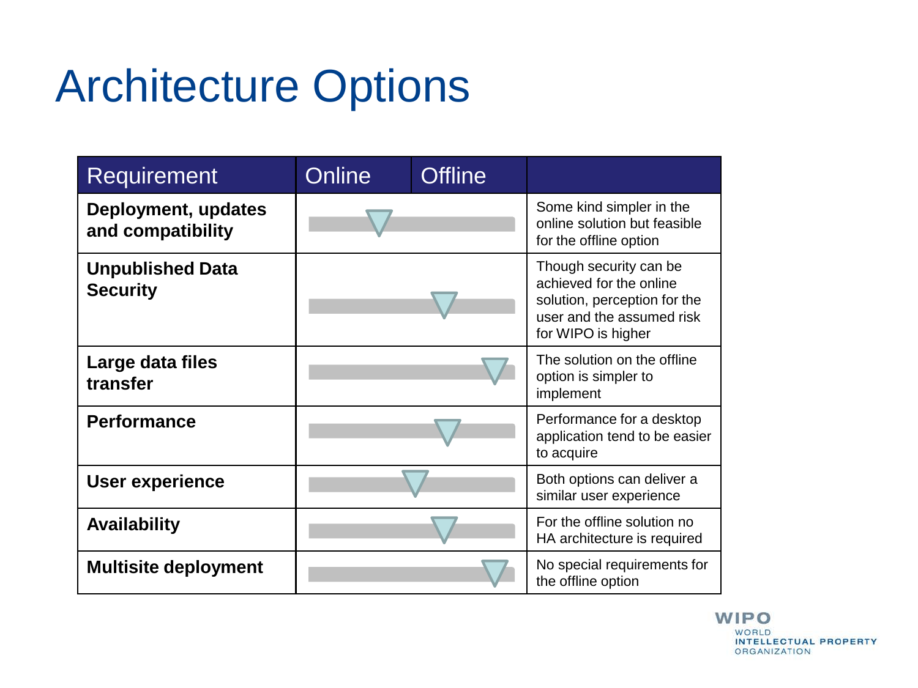# Architecture Options

| Requirement | Online | Offline | |
|---|---|---|---|
| **Deployment, updates and compatibility** | | | Some kind simpler in the online solution but feasible for the offline option |
| **Unpublished Data Security** | | | Though security can be achieved for the online solution, perception for the user and the assumed risk for WIPO is higher |
| **Large data files transfer** | | | The solution on the offline option is simpler to implement |
| **Performance** | | | Performance for a desktop application tend to be easier to acquire |
| **User experience** | | | Both options can deliver a similar user experience |
| **Availability** | | | For the offline solution no HA architecture is required |
| **Multisite deployment** | | | No special requirements for the offline option |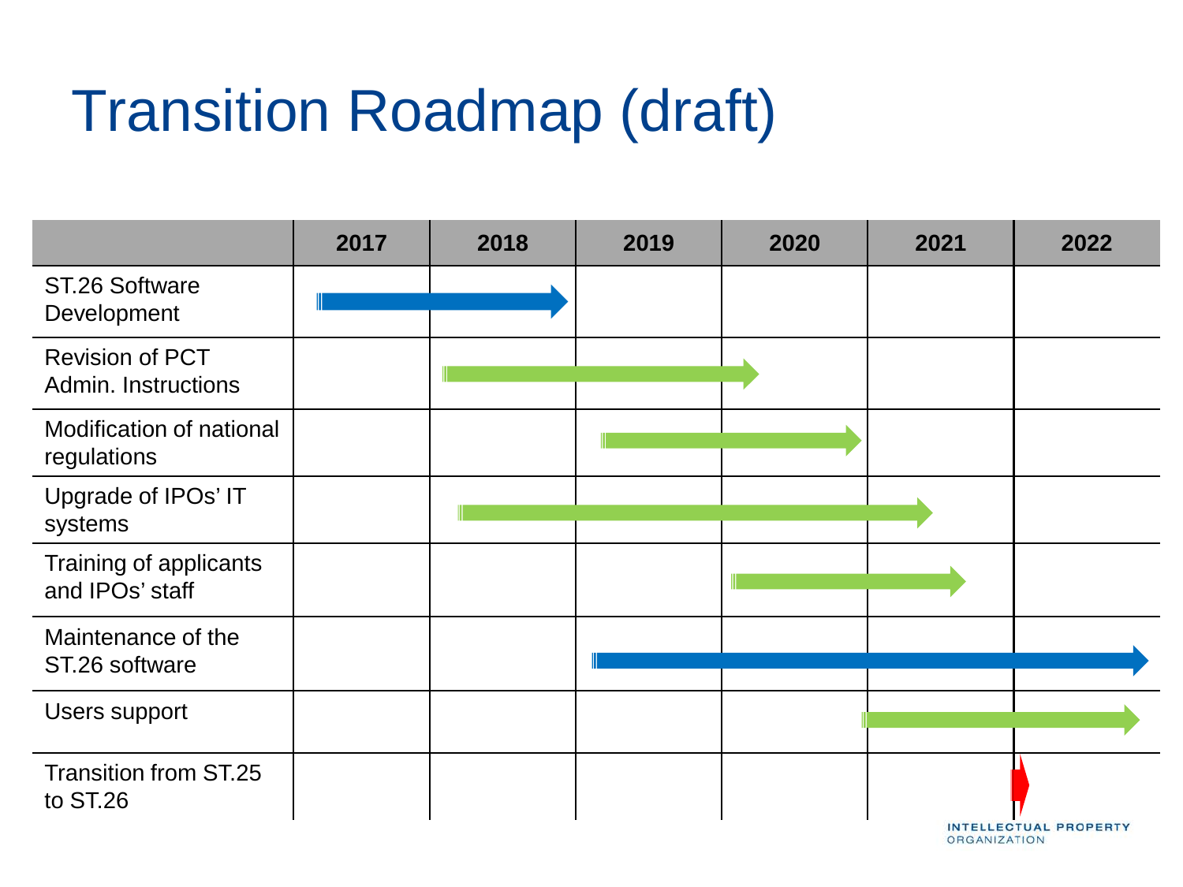# Transition Roadmap (draft)

| | 2017 | 2018 | 2019 | 2020 | 2021 | 2022 |
|---|---|---|---|---|---|---|
| ST.26 Software Development | | | | | | |
| Revision of PCT Admin. Instructions | | | | | | |
| Modification of national regulations | | | | | | |
| Upgrade of IPOs' IT systems | | | | | | |
| Training of applicants and IPOs' staff | | | | | | |
| Maintenance of the ST.26 software | | | | | | |
| Users support | | | | | | |
| Transition from ST.25 to ST.26 | | | | | | |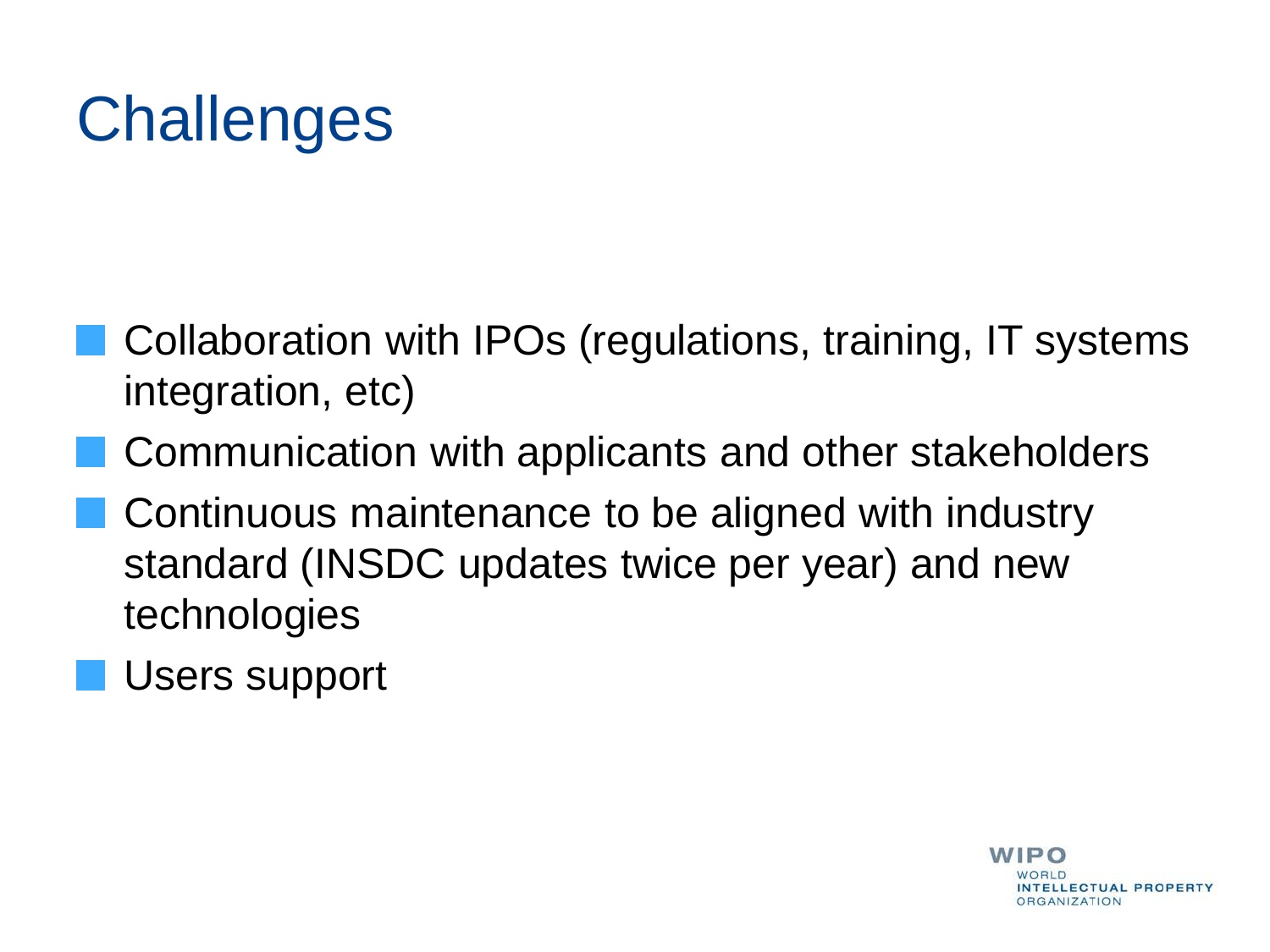# Challenges

- Collaboration with IPOs (regulations, training, IT systems integration, etc)
- Communication with applicants and other stakeholders
- Continuous maintenance to be aligned with industry standard (INSDC updates twice per year) and new technologies
- Users support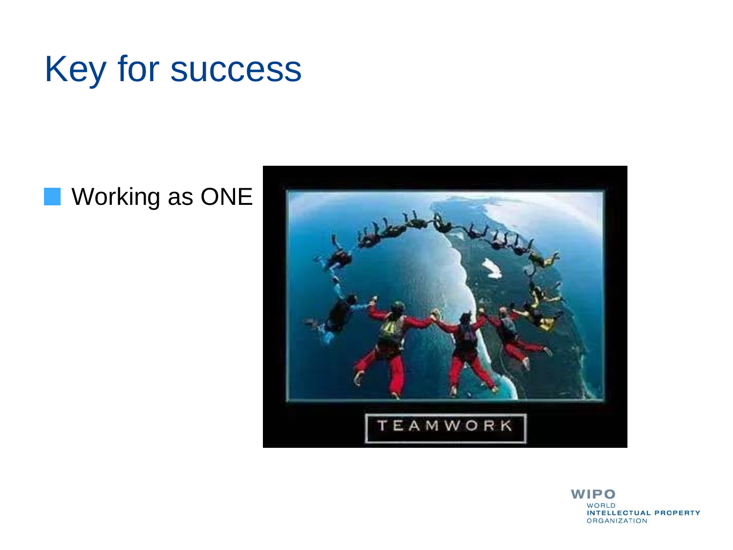# Key for success

- Working as ONE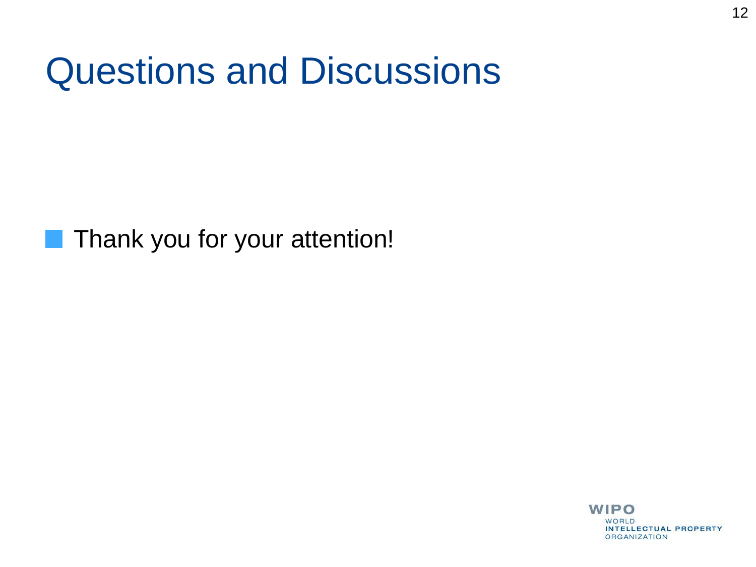# Questions and Discussions

- Thank you for your attention!

WIPO
WORLD
INTELLECTUAL PROPERTY
ORGANIZATION